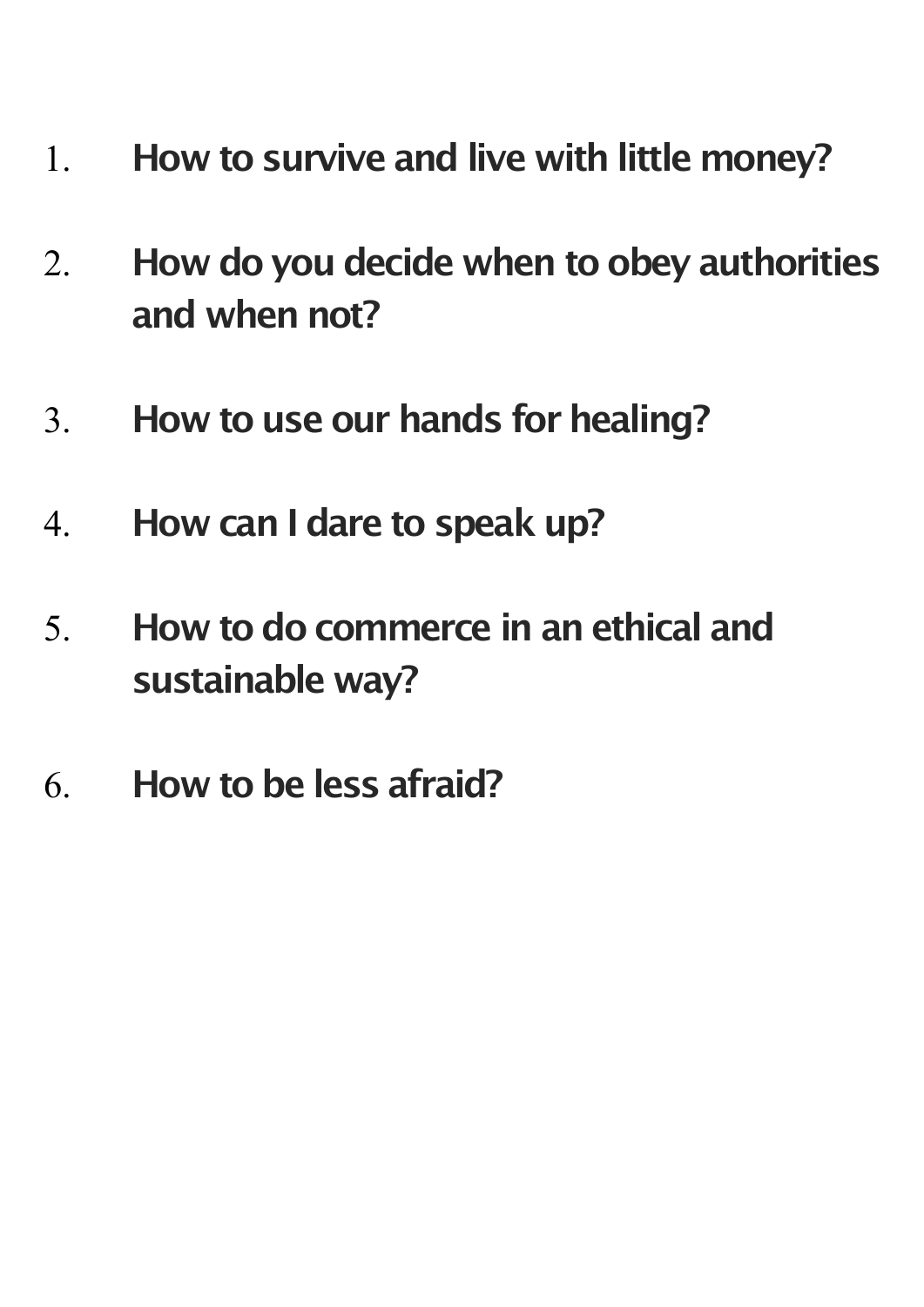1. **How to survive and live with little money?**

2. **How do you decide when to obey authorities and when not?**

3. **How to use our hands for healing?**

4. **How can I dare to speak up?**

5. **How to do commerce in an ethical and sustainable way?**

6. **How to be less afraid?**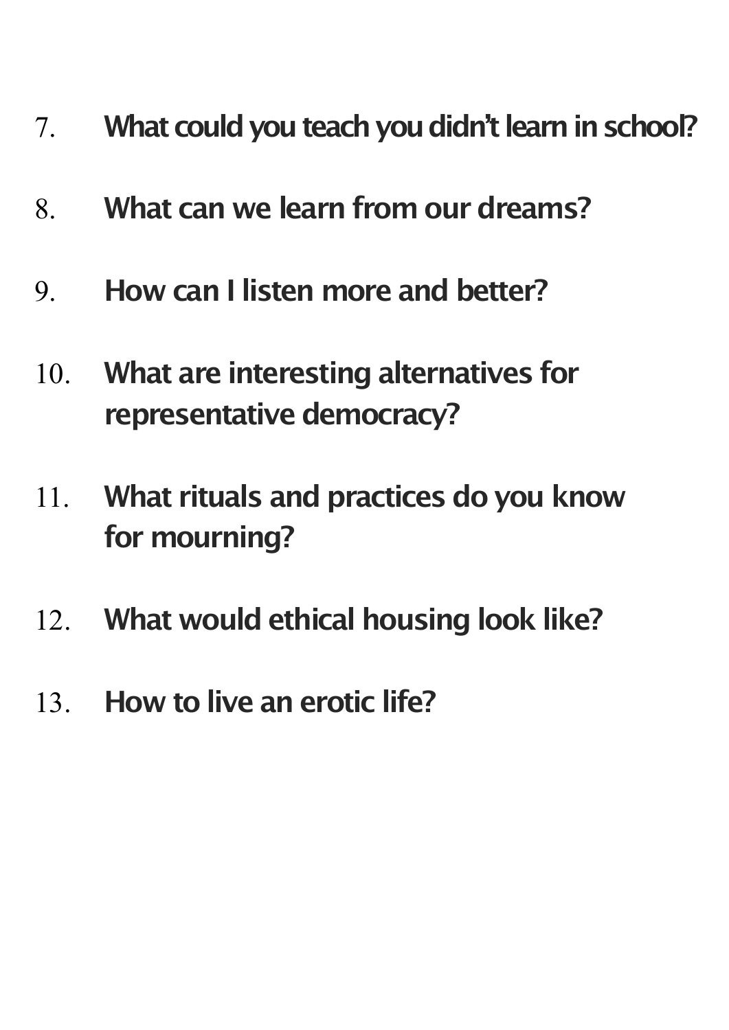7. **What could you teach you didn't learn in school?**

8. **What can we learn from our dreams?**

9. **How can I listen more and better?**

10. **What are interesting alternatives for representative democracy?**

11. **What rituals and practices do you know for mourning?**

12. **What would ethical housing look like?**

13. **How to live an erotic life?**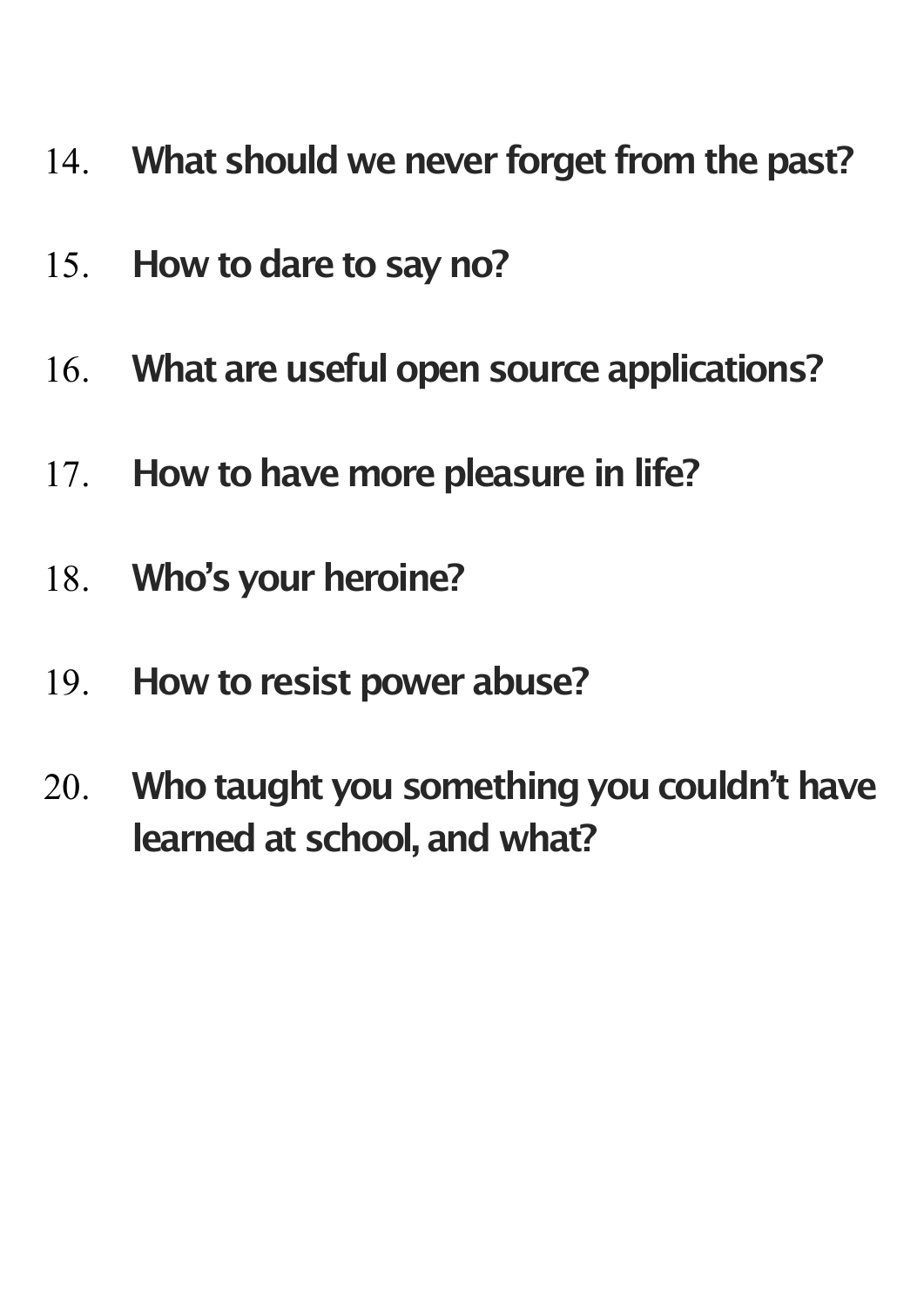14. **What should we never forget from the past?**

15. **How to dare to say no?**

16. **What are useful open source applications?**

17. **How to have more pleasure in life?**

18. **Who's your heroine?**

19. **How to resist power abuse?**

20. **Who taught you something you couldn't have learned at school, and what?**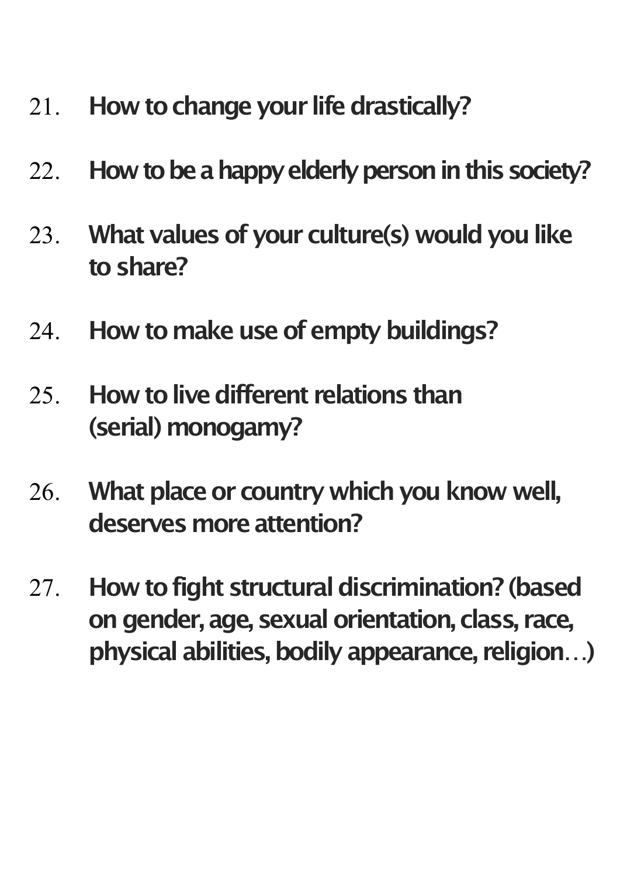21. **How to change your life drastically?**

22. **How to be a happy elderly person in this society?**

23. **What values of your culture(s) would you like to share?**

24. **How to make use of empty buildings?**

25. **How to live different relations than (serial) monogamy?**

26. **What place or country which you know well, deserves more attention?**

27. **How to fight structural discrimination? (based on gender, age, sexual orientation, class, race, physical abilities, bodily appearance, religion…)**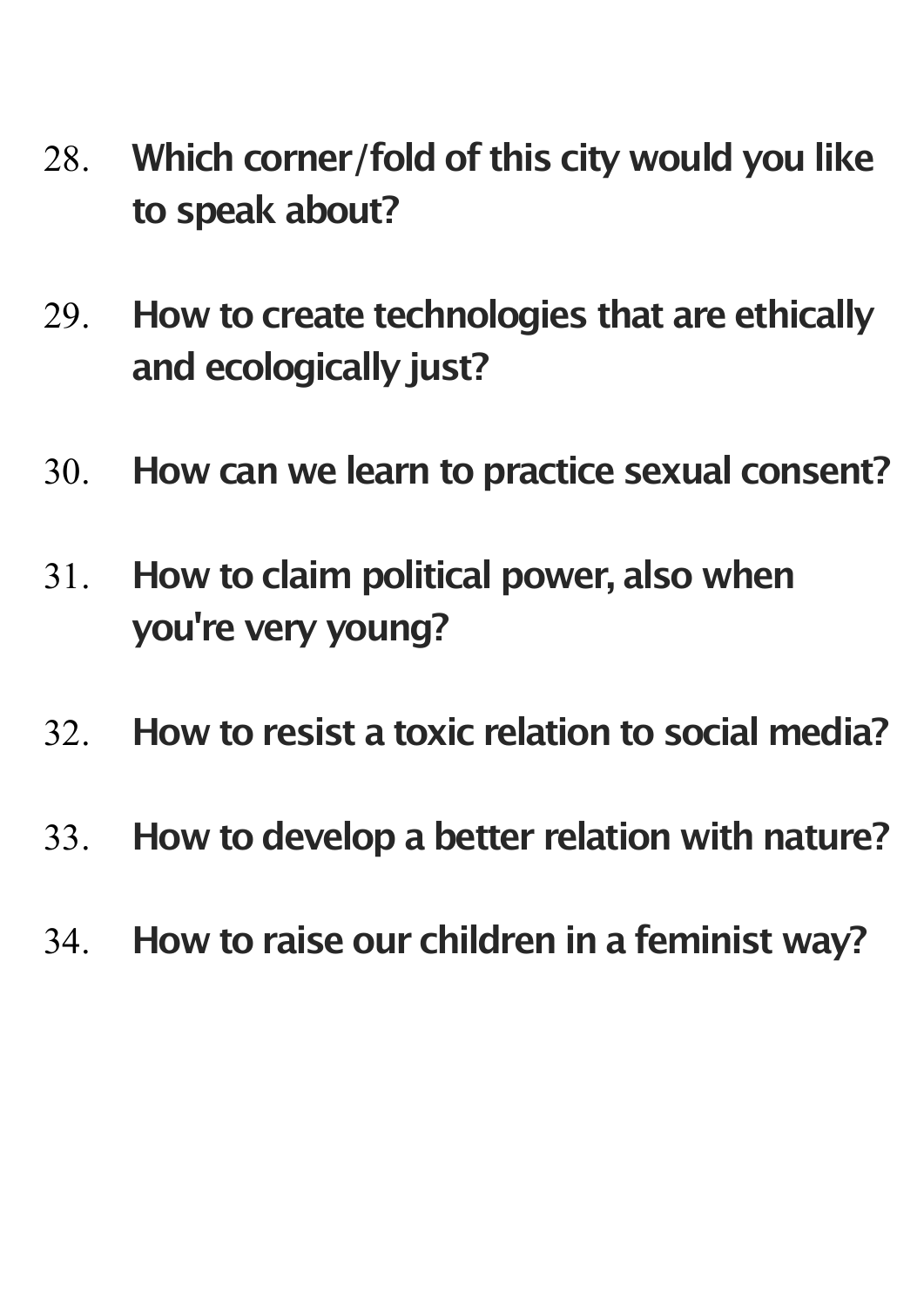28. **Which corner/fold of this city would you like to speak about?**

29. **How to create technologies that are ethically and ecologically just?**

30. **How can we learn to practice sexual consent?**

31. **How to claim political power, also when you're very young?**

32. **How to resist a toxic relation to social media?**

33. **How to develop a better relation with nature?**

34. **How to raise our children in a feminist way?**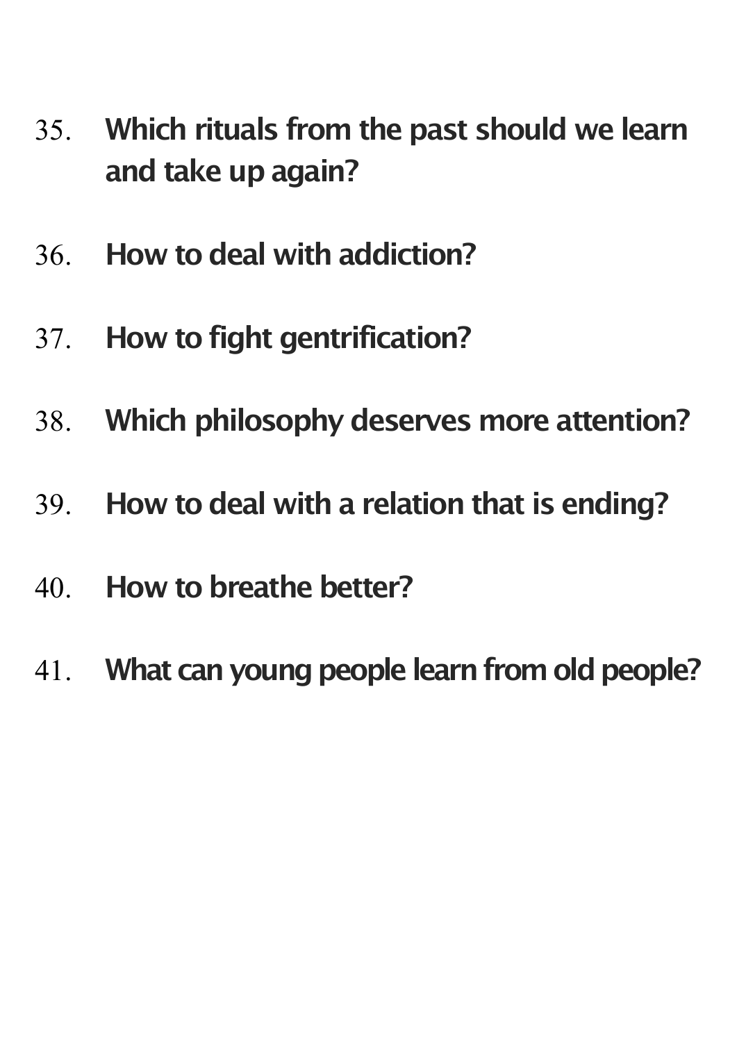35. **Which rituals from the past should we learn and take up again?**

36. **How to deal with addiction?**

37. **How to fight gentrification?**

38. **Which philosophy deserves more attention?**

39. **How to deal with a relation that is ending?**

40. **How to breathe better?**

41. **What can young people learn from old people?**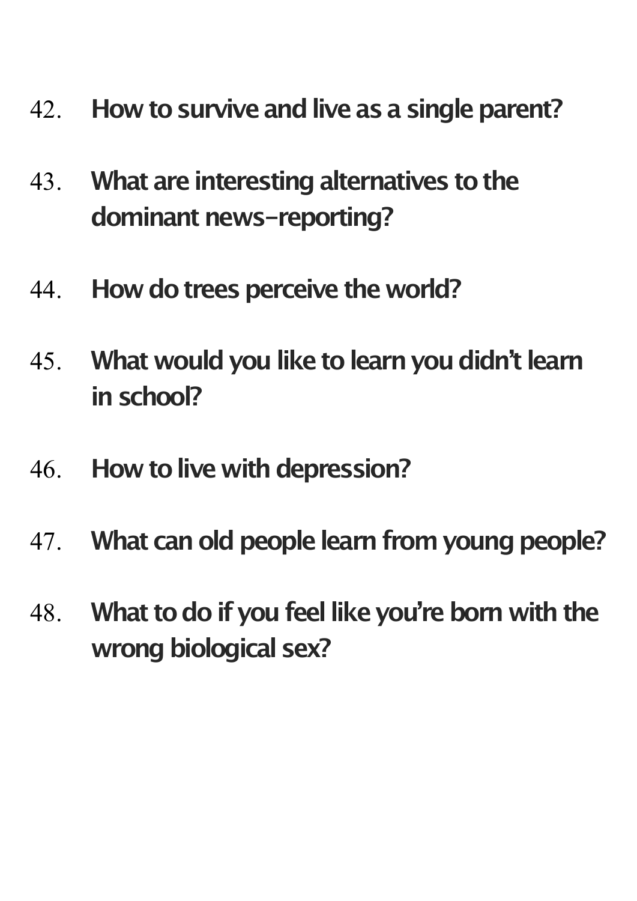42. **How to survive and live as a single parent?**

43. **What are interesting alternatives to the dominant news-reporting?**

44. **How do trees perceive the world?**

45. **What would you like to learn you didn't learn in school?**

46. **How to live with depression?**

47. **What can old people learn from young people?**

48. **What to do if you feel like you're born with the wrong biological sex?**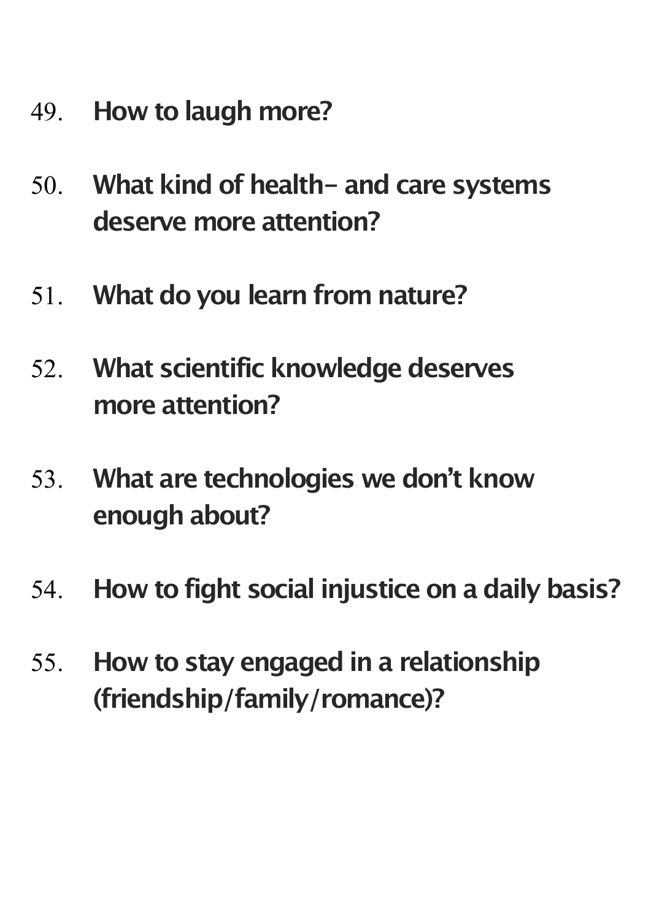49. **How to laugh more?**

50. **What kind of health- and care systems deserve more attention?**

51. **What do you learn from nature?**

52. **What scientific knowledge deserves more attention?**

53. **What are technologies we don't know enough about?**

54. **How to fight social injustice on a daily basis?**

55. **How to stay engaged in a relationship (friendship/family/romance)?**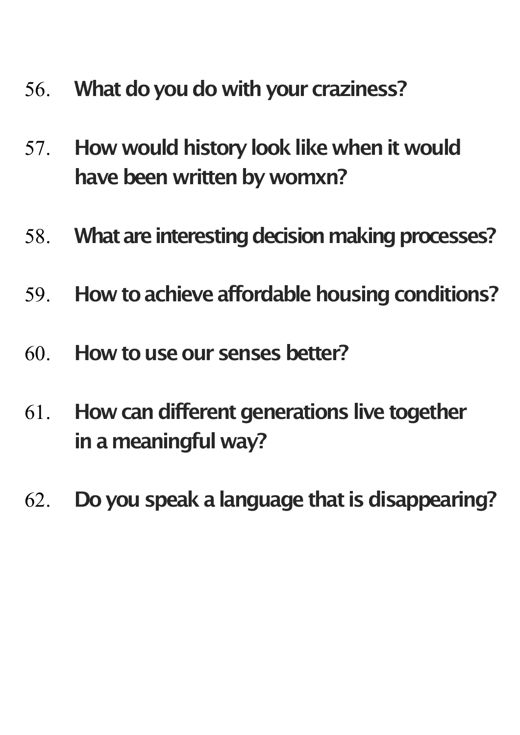56. **What do you do with your craziness?**

57. **How would history look like when it would have been written by womxn?**

58. **What are interesting decision making processes?**

59. **How to achieve affordable housing conditions?**

60. **How to use our senses better?**

61. **How can different generations live together in a meaningful way?**

62. **Do you speak a language that is disappearing?**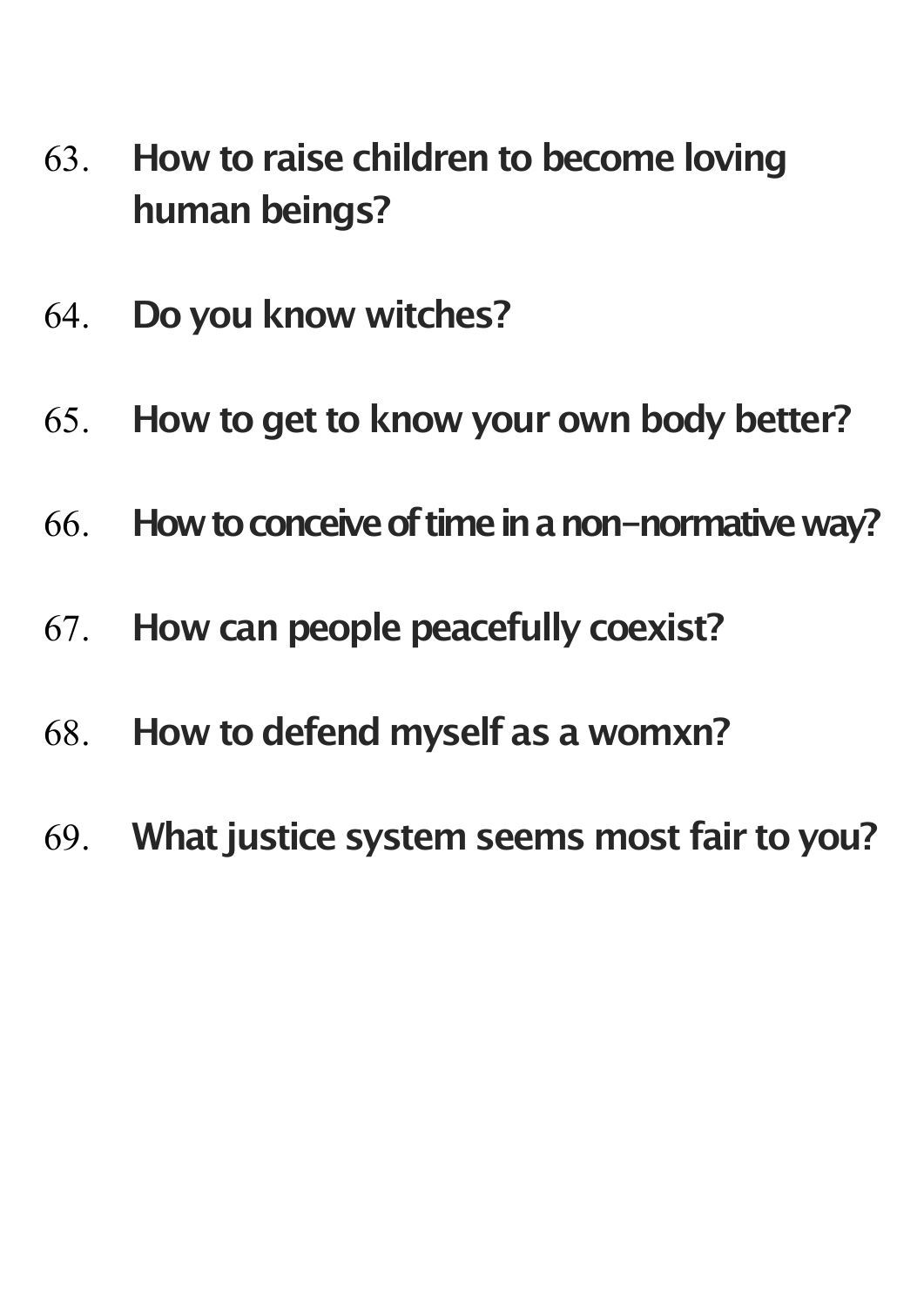63. **How to raise children to become loving human beings?**

64. **Do you know witches?**

65. **How to get to know your own body better?**

66. **How to conceive of time in a non-normative way?**

67. **How can people peacefully coexist?**

68. **How to defend myself as a womxn?**

69. **What justice system seems most fair to you?**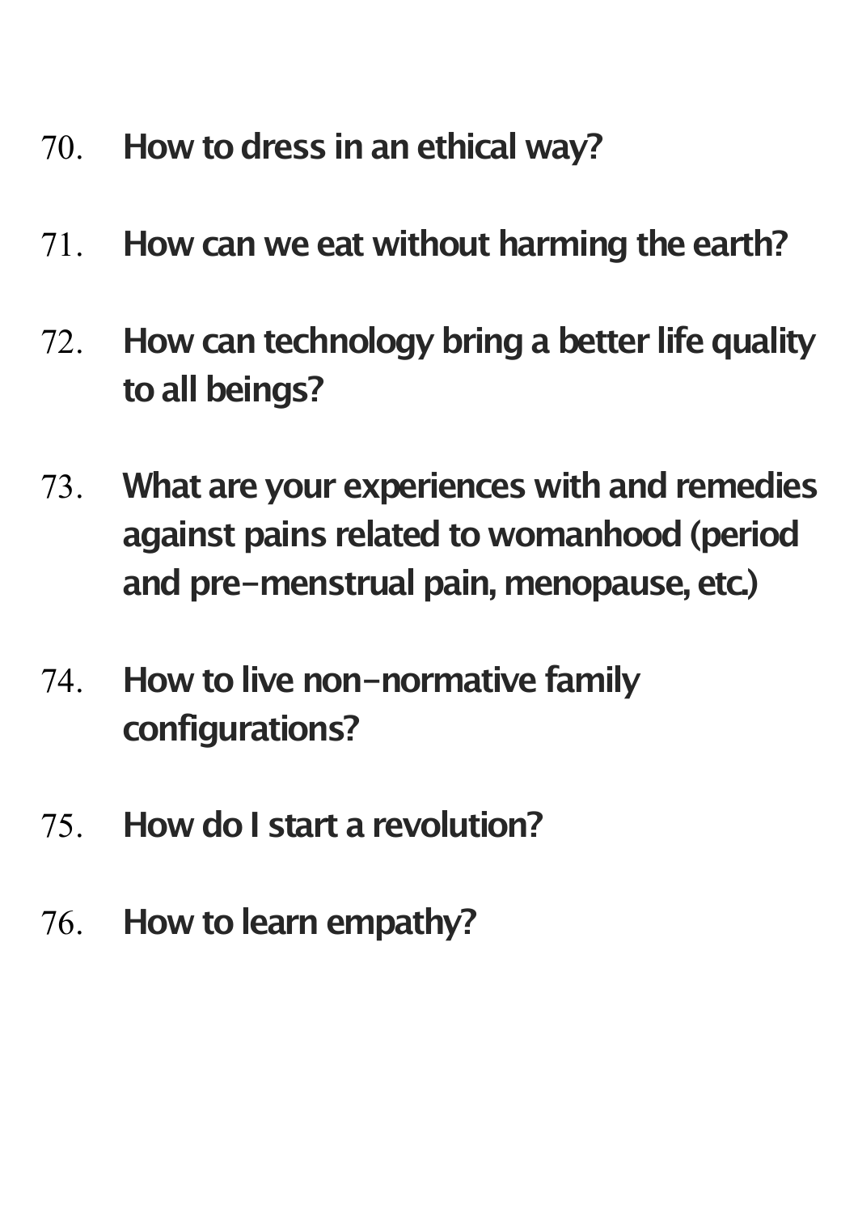70. **How to dress in an ethical way?**
71. **How can we eat without harming the earth?**
72. **How can technology bring a better life quality to all beings?**
73. **What are your experiences with and remedies against pains related to womanhood (period and pre-menstrual pain, menopause, etc.)**
74. **How to live non-normative family configurations?**
75. **How do I start a revolution?**
76. **How to learn empathy?**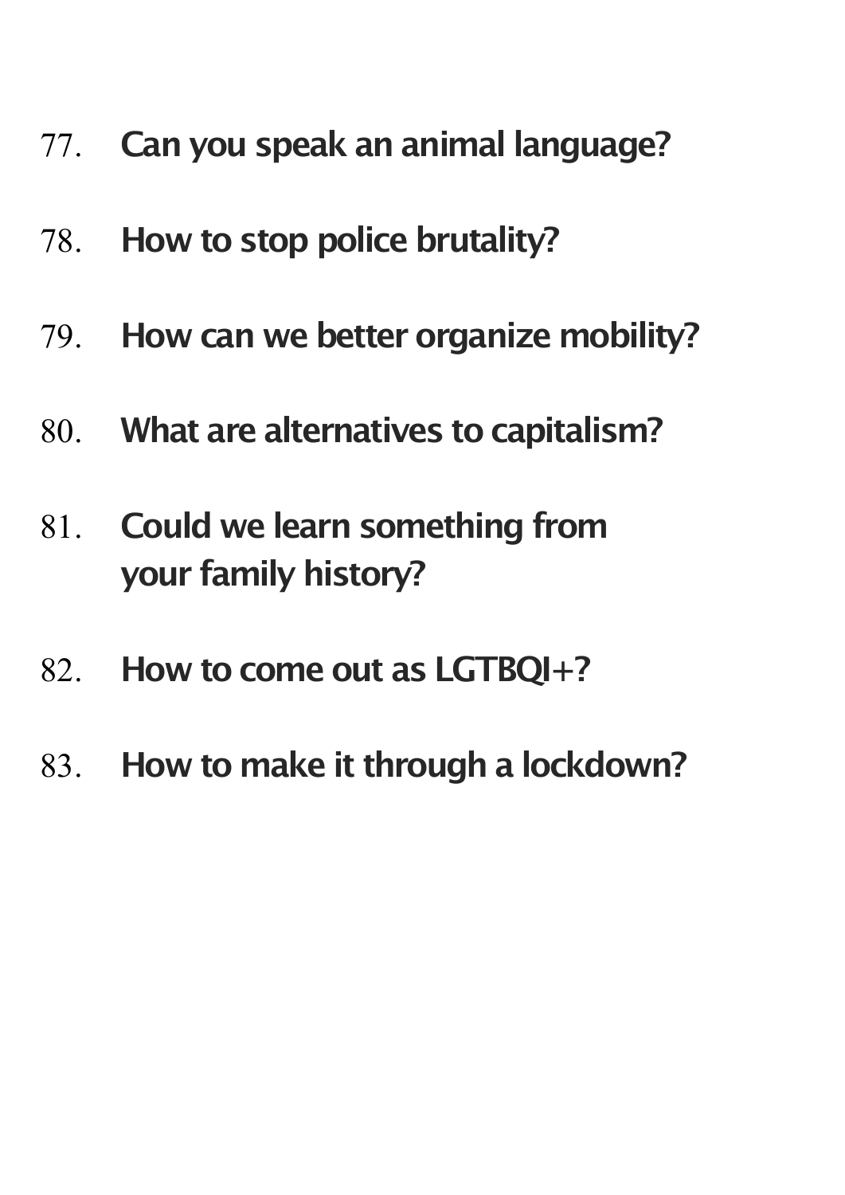77. **Can you speak an animal language?**

78. **How to stop police brutality?**

79. **How can we better organize mobility?**

80. **What are alternatives to capitalism?**

81. **Could we learn something from your family history?**

82. **How to come out as LGTBQI+?**

83. **How to make it through a lockdown?**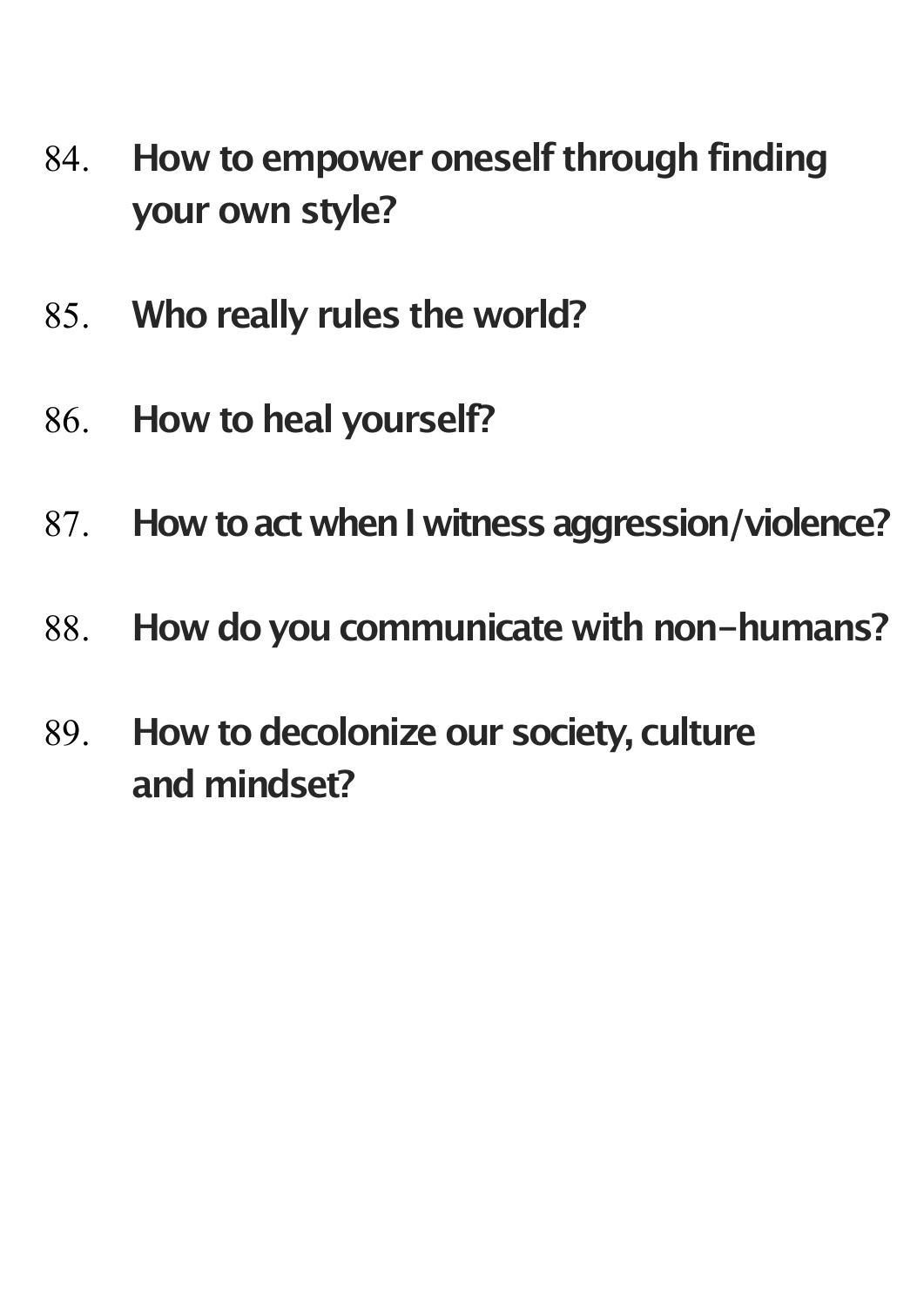84. **How to empower oneself through finding your own style?**

85. **Who really rules the world?**

86. **How to heal yourself?**

87. **How to act when I witness aggression/violence?**

88. **How do you communicate with non-humans?**

89. **How to decolonize our society, culture and mindset?**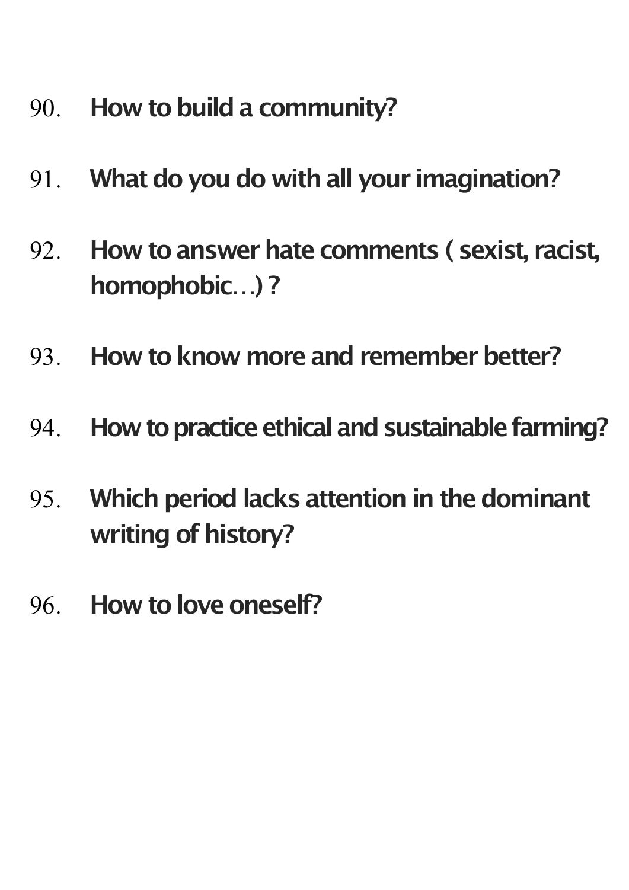90. **How to build a community?**

91. **What do you do with all your imagination?**

92. **How to answer hate comments ( sexist, racist, homophobic…) ?**

93. **How to know more and remember better?**

94. **How to practice ethical and sustainable farming?**

95. **Which period lacks attention in the dominant writing of history?**

96. **How to love oneself?**